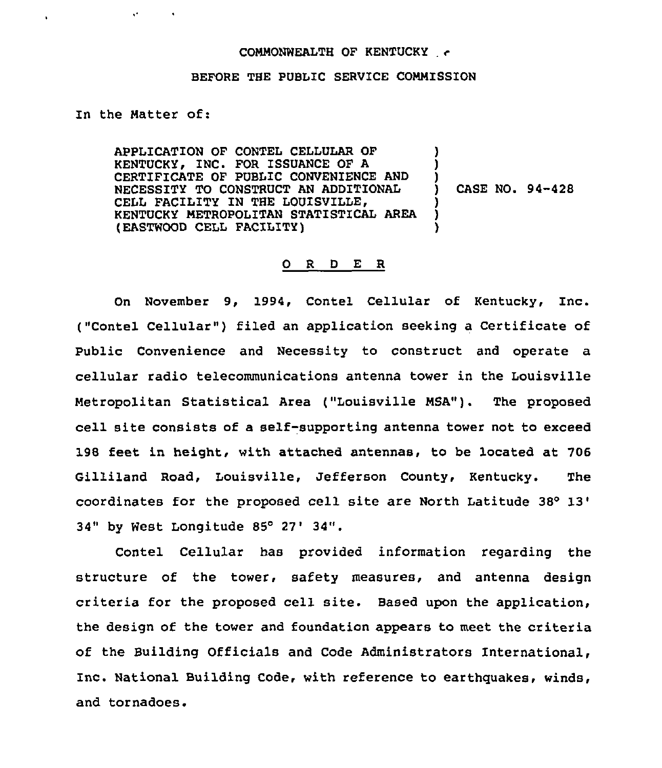COMMONWEALTH OF KENTUCKY

BEFORE THE PUBLIC SERVICE COMMISSION

In the Matter of:

APPLICATION OF CONTEL CELLULAR OF KENTUCKY, INC. FOR ISSUANCE OF A CERTIFICATE OF PUBLIC CONVENIENCE AND NECESSITY TO CONSTRUCT AN ADDITIONAL CELL FACILITY IN THE LOUISVILLE, KENTUCKY METROPOLITAN STATISTICAL AREA (EASTWOOD CELL FACILITY) ) CASE NO. 94-428

## O R D E R

On November 9, 1994, Contel Cellular of Kentucky, Inc. ("Contel Cellular") filed an application seeking a Certificate of Public Convenience and Necessity to construct and operate a cellular radio telecommunications antenna tower in the Louisville Metropolitan Statistical Area ("Louisville MSA"). The proposed cell site consists of a self-supporting antenna tower not to exceed 198 feet in height, with attached antennas, to be located at 706 Gilliland Road, Louisville, Jefferson County, Kentucky. The coordinates for the proposed cell site are North Latitude 38° 13' 34" by West Longitude 85° 27' 34".

Contel Cellular has provided information regarding the structure of the tower, safety measures, and antenna design criteria for the proposed cell site. Based upon the application, the design of the tower and foundation appears to meet the criteria of the Building Officials and Code Administrators International, Inc. National Building Code, with reference to earthquakes, winds, and tornadoes.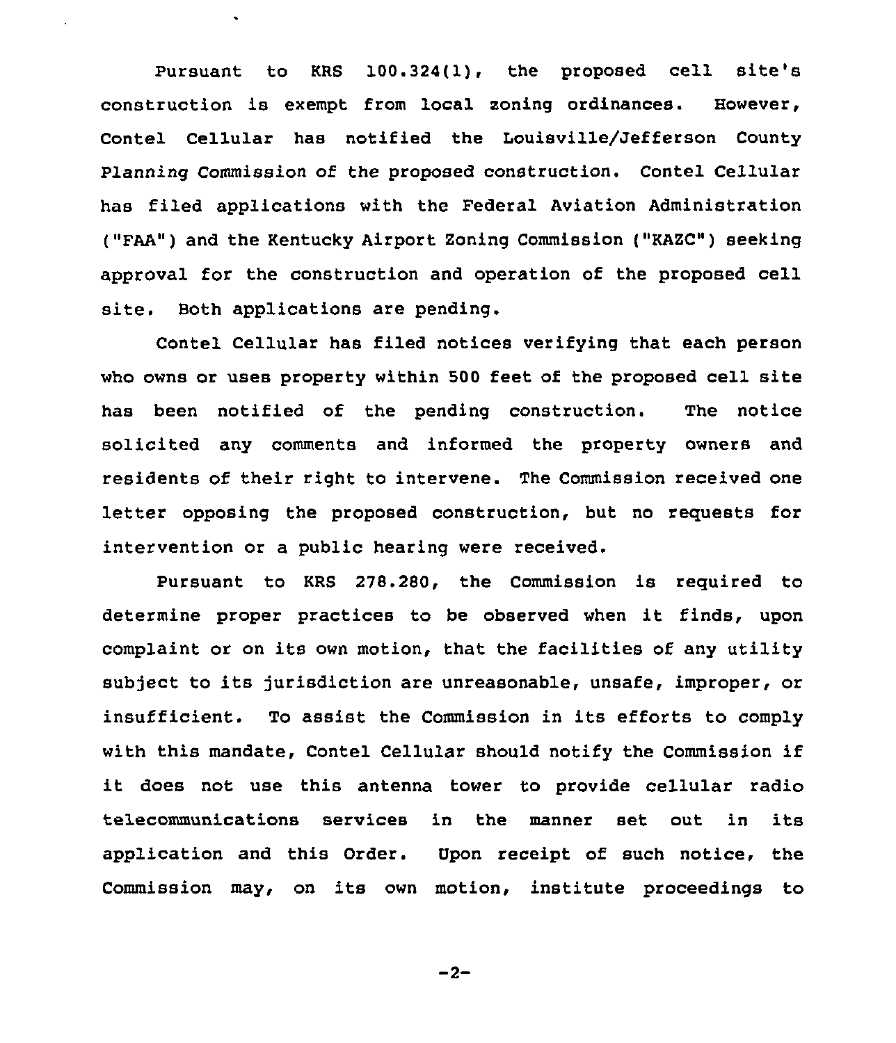Pursuant to KRS 100.324(1), the proposed cell site's construction is exempt from local zoning ordinances. However, Contel Cellular has notified the Louisville/Jefferson County Planning Commission of the proposed construction. Contel Cellular has filed applications with the Federal Aviation Administration ("FAA") and the Kentucky Airport Zoning Commission ("KAZC") seeking approval for the construction and operation of the proposed cell site. Both applications are pending.

Contel Cellular has filed notices verifying that each person who owns or uses property within 500 feet of the proposed cell site has been notified of the pending construction. The notice solicited any comments and informed the property owners and residents of their right to intervene. The Commission received one letter opposing the proposed construction, but no requests for intervention or a public hearing were received.

Pursuant to KRS 278.280, the Commission is required to determine proper practices to be observed when it finds, upon complaint or on its own motion, that the facilities of any utility subject to its jurisdiction are unreasonable, unsafe, improper, or insufficient. To assist the Commission in its efforts to comply with this mandate, Contel Cellular should notify the Commission if it does not use this antenna tower to provide cellular radio telecommunications services in the manner set out in its application and this Order. Upon receipt of such notice, the Commission may, on its own motion, institute proceedings to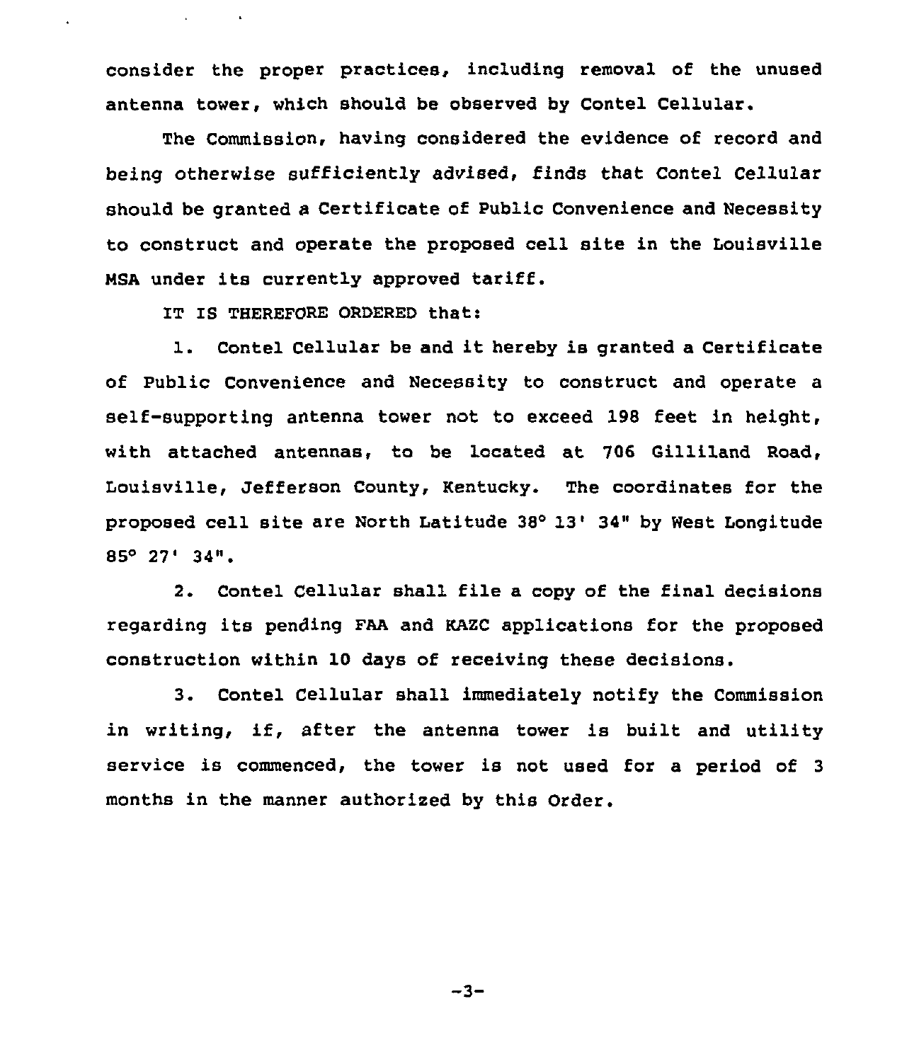consider the proper practices, including removal of the unused antenna tower, which should be observed by Contel Cellular.

The Commission, having considered the evidence of record and being otherwise sufficiently advised, finds that Contel Cellular should be granted a Certificate of Public Convenience and Necessity to construct and operate the proposed cell site in the Louisville MSA under its currently approved tariff.

IT IS THEREFORE ORDERED that:

1. Contel Cellular be and it hereby is granted a Certificate of Public Convenience and Necessity to construct and operate a self-supporting antenna tower not to exceed 198 feet in height, with attached antennas, to be located at 706 Gilliland Road, Louisville, Jefferson County, Kentucky. The coordinates for the proposed cell site are North Latitude 38° 13' 34" by West Longitude 85° 27' 34".

2. Contel Cellular shall file a copy of the final decisions regarding its pending FAA and KAZC applications for the proposed construction within 10 days of receiving these decisions.

3. Contel Cellular shall immediately notify the Commission in writing, if, after the antenna tower is built and utility service is commenced, the tower is not used for a period of 3 months in the manner authorized by this Order.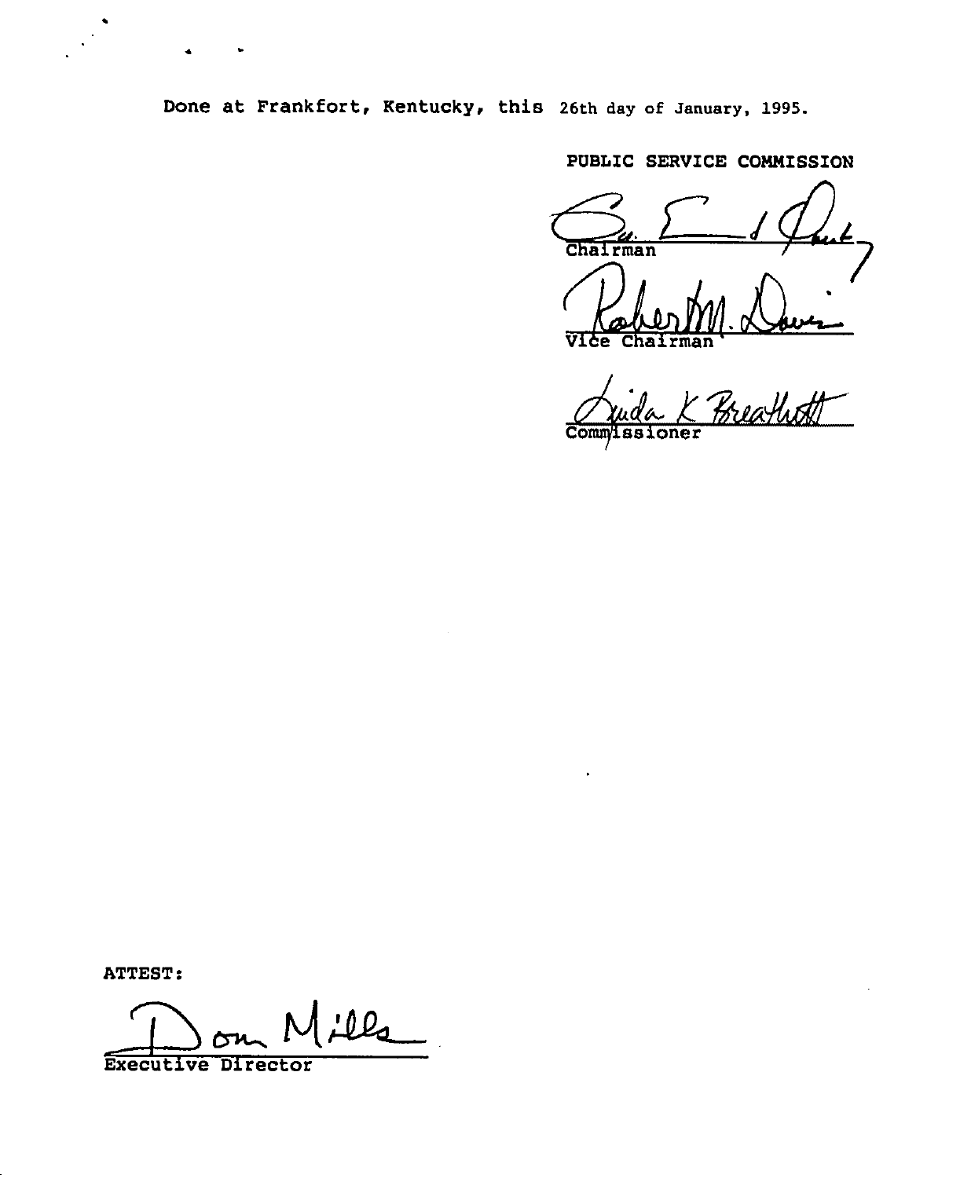Done at Frankfort, Kentucky, this 26th day of January, 1995.

PUBLIC SERVICE COMMISSION

Chairman

Vice Chairman

Commissioner

ATTEST:

Executive Director